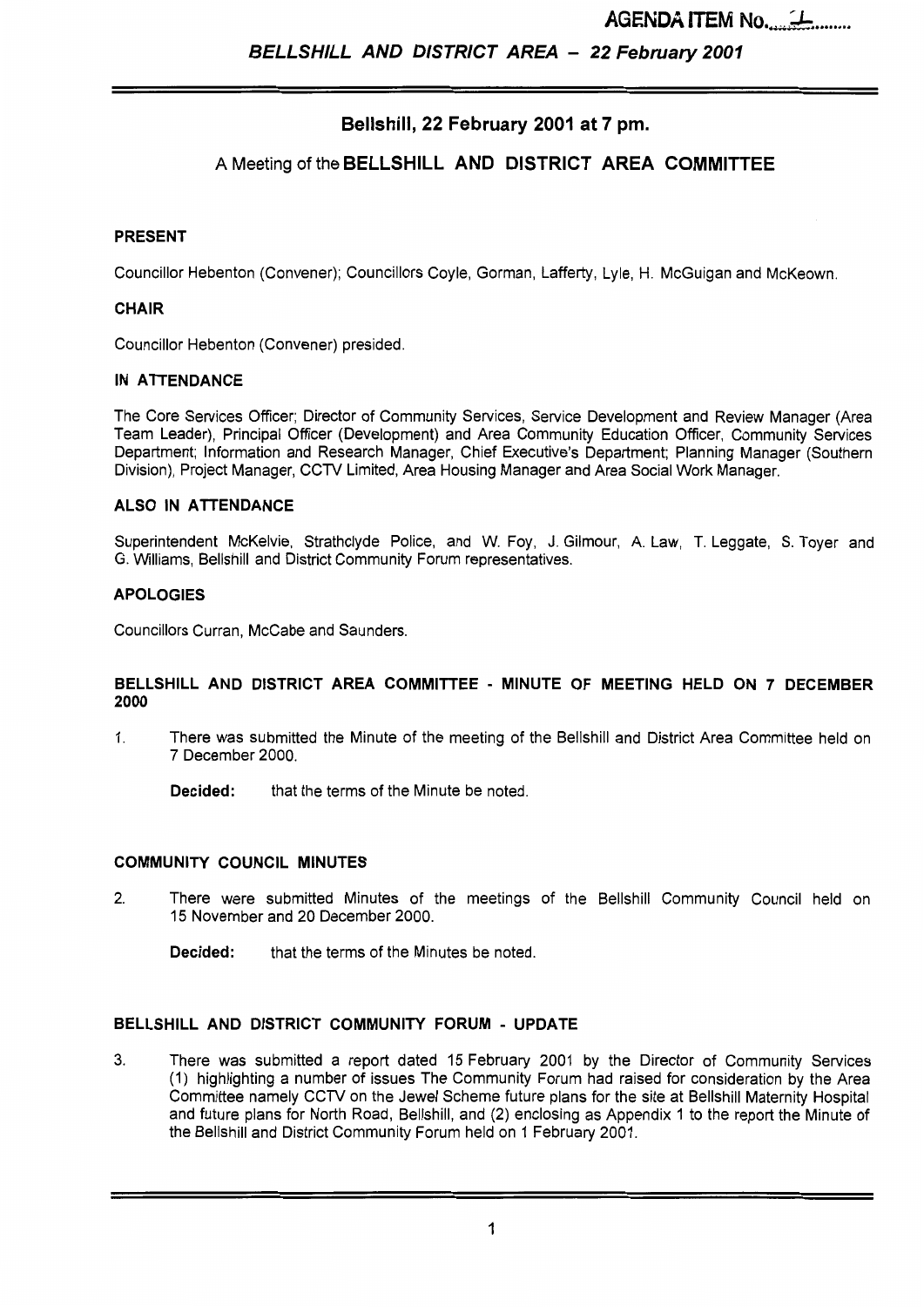AGENDA ITEM No. 1

# Bellshill, 22 February 2001 at 7 pm.

## A Meeting of the BELLSHILL AND DISTRICT AREA COMMITTEE

### PRESENT

Councillor Hebenton (Convener); Councillors Coyle, Gorman, Lafferty, Lyle, H. McGuigan and McKeown.

### CHAIR

Councillor Hebenton (Convener) presided.

### IN ATTENDANCE

The Core Services Officer; Director of Community Services, Service Development and Review Manager (Area Team Leader), Principal Officer (Development) and Area Community Education Officer, Community Services Department; Information and Research Manager, Chief Executive's Department; Planning Manager (Southern Division), Project Manager, CCTV Limited, Area Housing Manager and Area Social Work Manager.

### ALSO IN ATTENDANCE

Superintendent McKelvie, Strathclyde Police, and W. Foy, J. Gilmour, A. Law, T. Leggate, S. Toyer and G. Williams, Bellshill and District Community Forum representatives.

### APOLOGIES

Councillors Curran, McCabe and Saunders.

### BELLSHILL AND DISTRICT AREA COMMITTEE - MINUTE OF MEETING HELD ON 7 DECEMBER 2000

1. There was submitted the Minute of the meeting of the Bellshill and District Area Committee held on 7 December 2000.

   **Decided:** that the terms of the Minute be noted.

### COMMUNITY COUNCIL MINUTES

2. There were submitted Minutes of the meetings of the Bellshill Community Council held on 15 November and 20 December 2000.

   **Decided:** that the terms of the Minutes be noted.

### BELLSHILL AND DISTRICT COMMUNITY FORUM - UPDATE

3. There was submitted a report dated 15 February 2001 by the Director of Community Services (1) highlighting a number of issues The Community Forum had raised for consideration by the Area Committee namely CCTV on the Jewel Scheme future plans for the site at Bellshill Maternity Hospital and future plans for North Road, Bellshill, and (2) enclosing as Appendix 1 to the report the Minute of the Bellshill and District Community Forum held on 1 February 2001.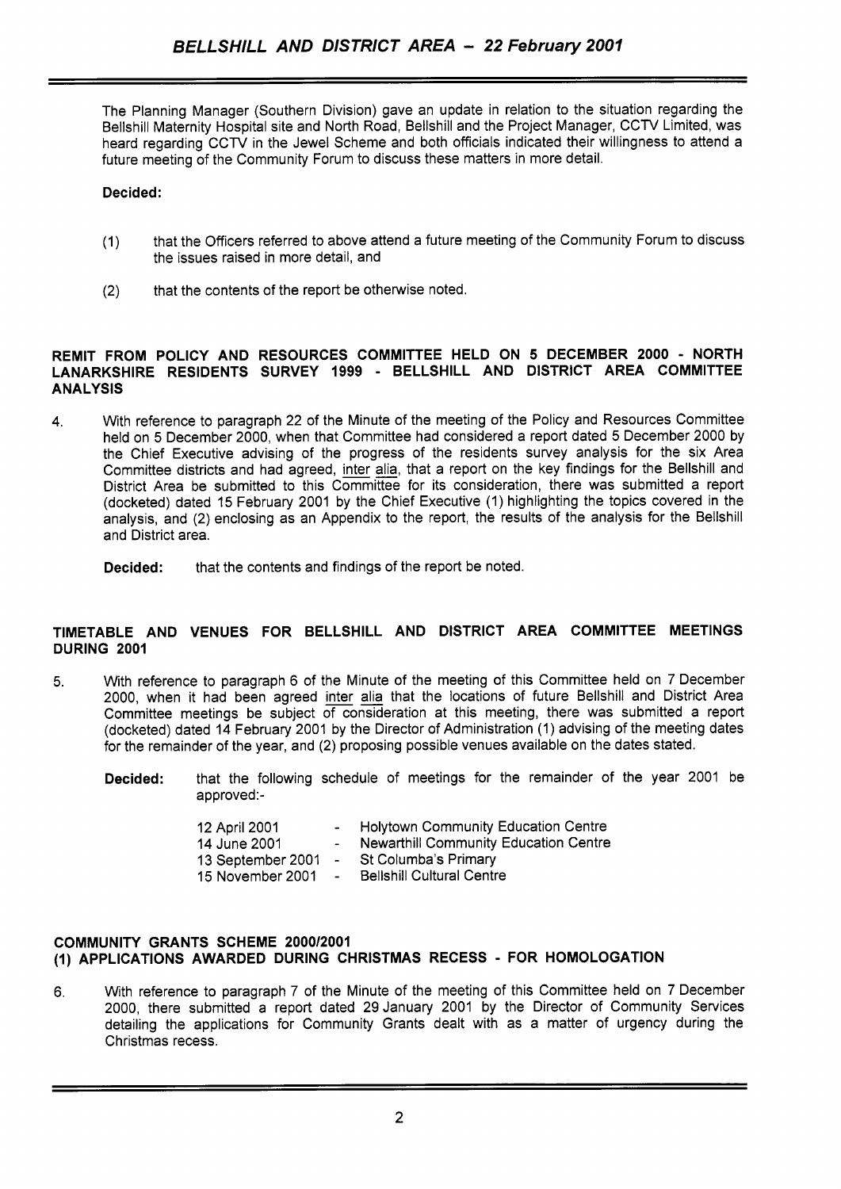The Planning Manager (Southern Division) gave an update in relation to the situation regarding the Bellshill Maternity Hospital site and North Road, Bellshill and the Project Manager, CCTV Limited, was heard regarding CCTV in the Jewel Scheme and both officials indicated their willingness to attend a future meeting of the Community Forum to discuss these matters in more detail.

**Decided:**

(1) that the Officers referred to above attend a future meeting of the Community Forum to discuss the issues raised in more detail, and

(2) that the contents of the report be otherwise noted.

**REMIT FROM POLICY AND RESOURCES COMMITTEE HELD ON 5 DECEMBER 2000 - NORTH LANARKSHIRE RESIDENTS SURVEY 1999 - BELLSHILL AND DISTRICT AREA COMMITTEE ANALYSIS**

4. With reference to paragraph 22 of the Minute of the meeting of the Policy and Resources Committee held on 5 December 2000, when that Committee had considered a report dated 5 December 2000 by the Chief Executive advising of the progress of the residents survey analysis for the six Area Committee districts and had agreed, inter alia, that a report on the key findings for the Bellshill and District Area be submitted to this Committee for its consideration, there was submitted a report (docketed) dated 15 February 2001 by the Chief Executive (1) highlighting the topics covered in the analysis, and (2) enclosing as an Appendix to the report, the results of the analysis for the Bellshill and District area.

**Decided:** that the contents and findings of the report be noted.

**TIMETABLE AND VENUES FOR BELLSHILL AND DISTRICT AREA COMMITTEE MEETINGS DURING 2001**

5. With reference to paragraph 6 of the Minute of the meeting of this Committee held on 7 December 2000, when it had been agreed inter alia that the locations of future Bellshill and District Area Committee meetings be subject of consideration at this meeting, there was submitted a report (docketed) dated 14 February 2001 by the Director of Administration (1) advising of the meeting dates for the remainder of the year, and (2) proposing possible venues available on the dates stated.

**Decided:** that the following schedule of meetings for the remainder of the year 2001 be approved:-

| | | |
|---|---|---|
| 12 April 2001 | - | Holytown Community Education Centre |
| 14 June 2001 | - | Newarthill Community Education Centre |
| 13 September 2001 | - | St Columba's Primary |
| 15 November 2001 | - | Bellshill Cultural Centre |

**COMMUNITY GRANTS SCHEME 2000/2001**
**(1) APPLICATIONS AWARDED DURING CHRISTMAS RECESS - FOR HOMOLOGATION**

6. With reference to paragraph 7 of the Minute of the meeting of this Committee held on 7 December 2000, there submitted a report dated 29 January 2001 by the Director of Community Services detailing the applications for Community Grants dealt with as a matter of urgency during the Christmas recess.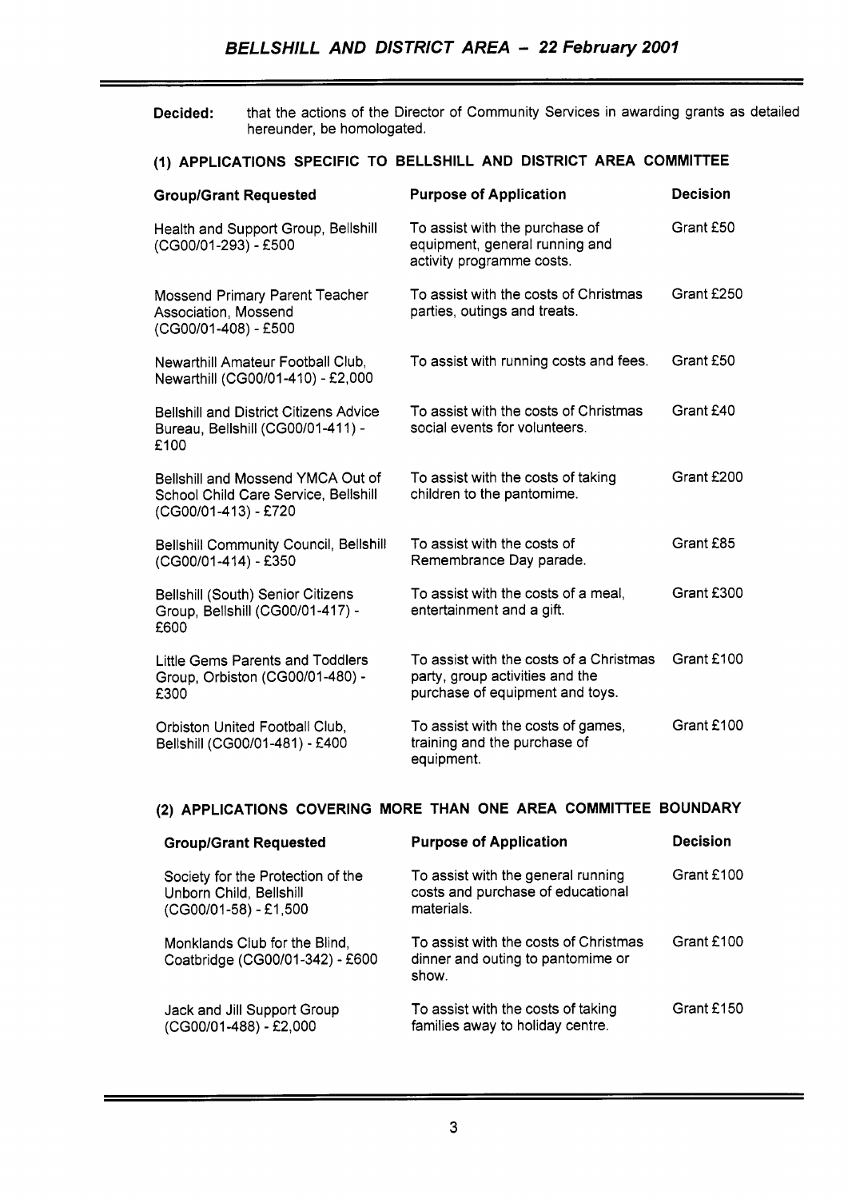**Decided:** that the actions of the Director of Community Services in awarding grants as detailed hereunder, be homologated.

### (1) APPLICATIONS SPECIFIC TO BELLSHILL AND DISTRICT AREA COMMITTEE

| Group/Grant Requested | Purpose of Application | Decision |
|---|---|---|
| Health and Support Group, Bellshill (CG00/01-293) - £500 | To assist with the purchase of equipment, general running and activity programme costs. | Grant £50 |
| Mossend Primary Parent Teacher Association, Mossend (CG00/01-408) - £500 | To assist with the costs of Christmas parties, outings and treats. | Grant £250 |
| Newarthill Amateur Football Club, Newarthill (CG00/01-410) - £2,000 | To assist with running costs and fees. | Grant £50 |
| Bellshill and District Citizens Advice Bureau, Bellshill (CG00/01-411) - £100 | To assist with the costs of Christmas social events for volunteers. | Grant £40 |
| Bellshill and Mossend YMCA Out of School Child Care Service, Bellshill (CG00/01-413) - £720 | To assist with the costs of taking children to the pantomime. | Grant £200 |
| Bellshill Community Council, Bellshill (CG00/01-414) - £350 | To assist with the costs of Remembrance Day parade. | Grant £85 |
| Bellshill (South) Senior Citizens Group, Bellshill (CG00/01-417) - £600 | To assist with the costs of a meal, entertainment and a gift. | Grant £300 |
| Little Gems Parents and Toddlers Group, Orbiston (CG00/01-480) - £300 | To assist with the costs of a Christmas party, group activities and the purchase of equipment and toys. | Grant £100 |
| Orbiston United Football Club, Bellshill (CG00/01-481) - £400 | To assist with the costs of games, training and the purchase of equipment. | Grant £100 |

### (2) APPLICATIONS COVERING MORE THAN ONE AREA COMMITTEE BOUNDARY

| Group/Grant Requested | Purpose of Application | Decision |
|---|---|---|
| Society for the Protection of the Unborn Child, Bellshill (CG00/01-58) - £1,500 | To assist with the general running costs and purchase of educational materials. | Grant £100 |
| Monklands Club for the Blind, Coatbridge (CG00/01-342) - £600 | To assist with the costs of Christmas dinner and outing to pantomime or show. | Grant £100 |
| Jack and Jill Support Group (CG00/01-488) - £2,000 | To assist with the costs of taking families away to holiday centre. | Grant £150 |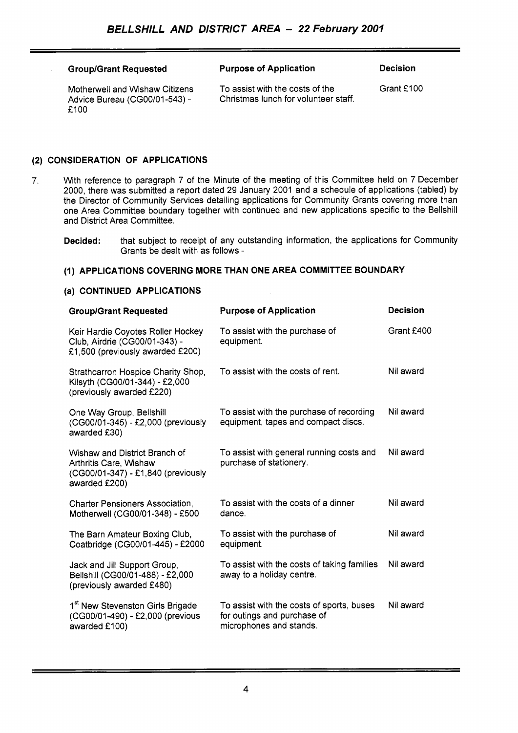| Group/Grant Requested | Purpose of Application | Decision |
|---|---|---|
| Motherwell and Wishaw Citizens Advice Bureau (CG00/01-543) - £100 | To assist with the costs of the Christmas lunch for volunteer staff. | Grant £100 |

### (2) CONSIDERATION OF APPLICATIONS

7. With reference to paragraph 7 of the Minute of the meeting of this Committee held on 7 December 2000, there was submitted a report dated 29 January 2001 and a schedule of applications (tabled) by the Director of Community Services detailing applications for Community Grants covering more than one Area Committee boundary together with continued and new applications specific to the Bellshill and District Area Committee.

    **Decided:** that subject to receipt of any outstanding information, the applications for Community Grants be dealt with as follows:-

#### (1) APPLICATIONS COVERING MORE THAN ONE AREA COMMITTEE BOUNDARY

#### (a) CONTINUED APPLICATIONS

| Group/Grant Requested | Purpose of Application | Decision |
|---|---|---|
| Keir Hardie Coyotes Roller Hockey Club, Airdrie (CG00/01-343) - £1,500 (previously awarded £200) | To assist with the purchase of equipment. | Grant £400 |
| Strathcarron Hospice Charity Shop, Kilsyth (CG00/01-344) - £2,000 (previously awarded £220) | To assist with the costs of rent. | Nil award |
| One Way Group, Bellshill (CG00/01-345) - £2,000 (previously awarded £30) | To assist with the purchase of recording equipment, tapes and compact discs. | Nil award |
| Wishaw and District Branch of Arthritis Care, Wishaw (CG00/01-347) - £1,840 (previously awarded £200) | To assist with general running costs and purchase of stationery. | Nil award |
| Charter Pensioners Association, Motherwell (CG00/01-348) - £500 | To assist with the costs of a dinner dance. | Nil award |
| The Barn Amateur Boxing Club, Coatbridge (CG00/01-445) - £2000 | To assist with the purchase of equipment. | Nil award |
| Jack and Jill Support Group, Bellshill (CG00/01-488) - £2,000 (previously awarded £480) | To assist with the costs of taking families away to a holiday centre. | Nil award |
| 1st New Stevenston Girls Brigade (CG00/01-490) - £2,000 (previous awarded £100) | To assist with the costs of sports, buses for outings and purchase of microphones and stands. | Nil award |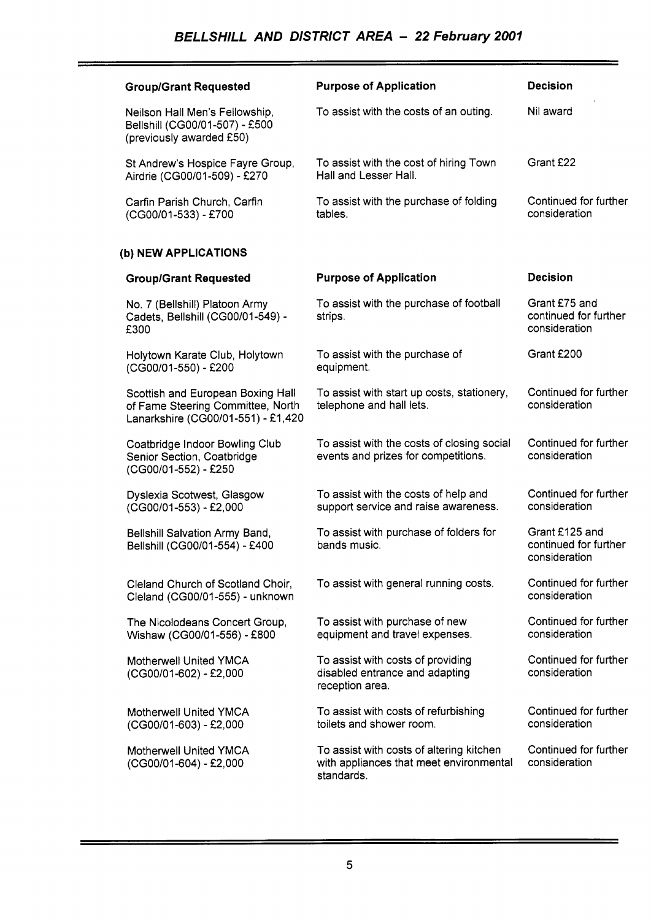| Group/Grant Requested | Purpose of Application | Decision |
|---|---|---|
| Neilson Hall Men's Fellowship, Bellshill (CG00/01-507) - £500 (previously awarded £50) | To assist with the costs of an outing. | Nil award |
| St Andrew's Hospice Fayre Group, Airdrie (CG00/01-509) - £270 | To assist with the cost of hiring Town Hall and Lesser Hall. | Grant £22 |
| Carfin Parish Church, Carfin (CG00/01-533) - £700 | To assist with the purchase of folding tables. | Continued for further consideration |

**(b) NEW APPLICATIONS**

| Group/Grant Requested | Purpose of Application | Decision |
|---|---|---|
| No. 7 (Bellshill) Platoon Army Cadets, Bellshill (CG00/01-549) - £300 | To assist with the purchase of football strips. | Grant £75 and continued for further consideration |
| Holytown Karate Club, Holytown (CG00/01-550) - £200 | To assist with the purchase of equipment. | Grant £200 |
| Scottish and European Boxing Hall of Fame Steering Committee, North Lanarkshire (CG00/01-551) - £1,420 | To assist with start up costs, stationery, telephone and hall lets. | Continued for further consideration |
| Coatbridge Indoor Bowling Club Senior Section, Coatbridge (CG00/01-552) - £250 | To assist with the costs of closing social events and prizes for competitions. | Continued for further consideration |
| Dyslexia Scotwest, Glasgow (CG00/01-553) - £2,000 | To assist with the costs of help and support service and raise awareness. | Continued for further consideration |
| Bellshill Salvation Army Band, Bellshill (CG00/01-554) - £400 | To assist with purchase of folders for bands music. | Grant £125 and continued for further consideration |
| Cleland Church of Scotland Choir, Cleland (CG00/01-555) - unknown | To assist with general running costs. | Continued for further consideration |
| The Nicolodeans Concert Group, Wishaw (CG00/01-556) - £800 | To assist with purchase of new equipment and travel expenses. | Continued for further consideration |
| Motherwell United YMCA (CG00/01-602) - £2,000 | To assist with costs of providing disabled entrance and adapting reception area. | Continued for further consideration |
| Motherwell United YMCA (CG00/01-603) - £2,000 | To assist with costs of refurbishing toilets and shower room. | Continued for further consideration |
| Motherwell United YMCA (CG00/01-604) - £2,000 | To assist with costs of altering kitchen with appliances that meet environmental standards. | Continued for further consideration |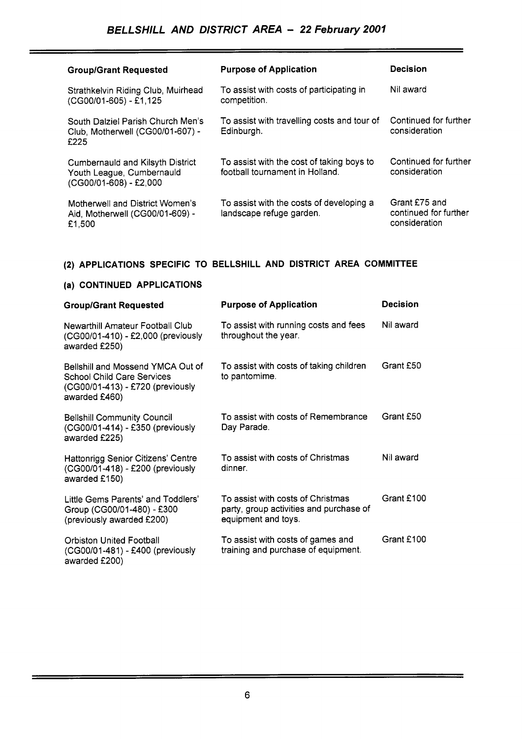| Group/Grant Requested | Purpose of Application | Decision |
|---|---|---|
| Strathkelvin Riding Club, Muirhead (CG00/01-605) - £1,125 | To assist with costs of participating in competition. | Nil award |
| South Dalziel Parish Church Men's Club, Motherwell (CG00/01-607) - £225 | To assist with travelling costs and tour of Edinburgh. | Continued for further consideration |
| Cumbernauld and Kilsyth District Youth League, Cumbernauld (CG00/01-608) - £2,000 | To assist with the cost of taking boys to football tournament in Holland. | Continued for further consideration |
| Motherwell and District Women's Aid, Motherwell (CG00/01-609) - £1,500 | To assist with the costs of developing a landscape refuge garden. | Grant £75 and continued for further consideration |

### (2) APPLICATIONS SPECIFIC TO BELLSHILL AND DISTRICT AREA COMMITTEE

#### (a) CONTINUED APPLICATIONS

| Group/Grant Requested | Purpose of Application | Decision |
|---|---|---|
| Newarthill Amateur Football Club (CG00/01-410) - £2,000 (previously awarded £250) | To assist with running costs and fees throughout the year. | Nil award |
| Bellshill and Mossend YMCA Out of School Child Care Services (CG00/01-413) - £720 (previously awarded £460) | To assist with costs of taking children to pantomime. | Grant £50 |
| Bellshill Community Council (CG00/01-414) - £350 (previously awarded £225) | To assist with costs of Remembrance Day Parade. | Grant £50 |
| Hattonrigg Senior Citizens' Centre (CG00/01-418) - £200 (previously awarded £150) | To assist with costs of Christmas dinner. | Nil award |
| Little Gems Parents' and Toddlers' Group (CG00/01-480) - £300 (previously awarded £200) | To assist with costs of Christmas party, group activities and purchase of equipment and toys. | Grant £100 |
| Orbiston United Football (CG00/01-481) - £400 (previously awarded £200) | To assist with costs of games and training and purchase of equipment. | Grant £100 |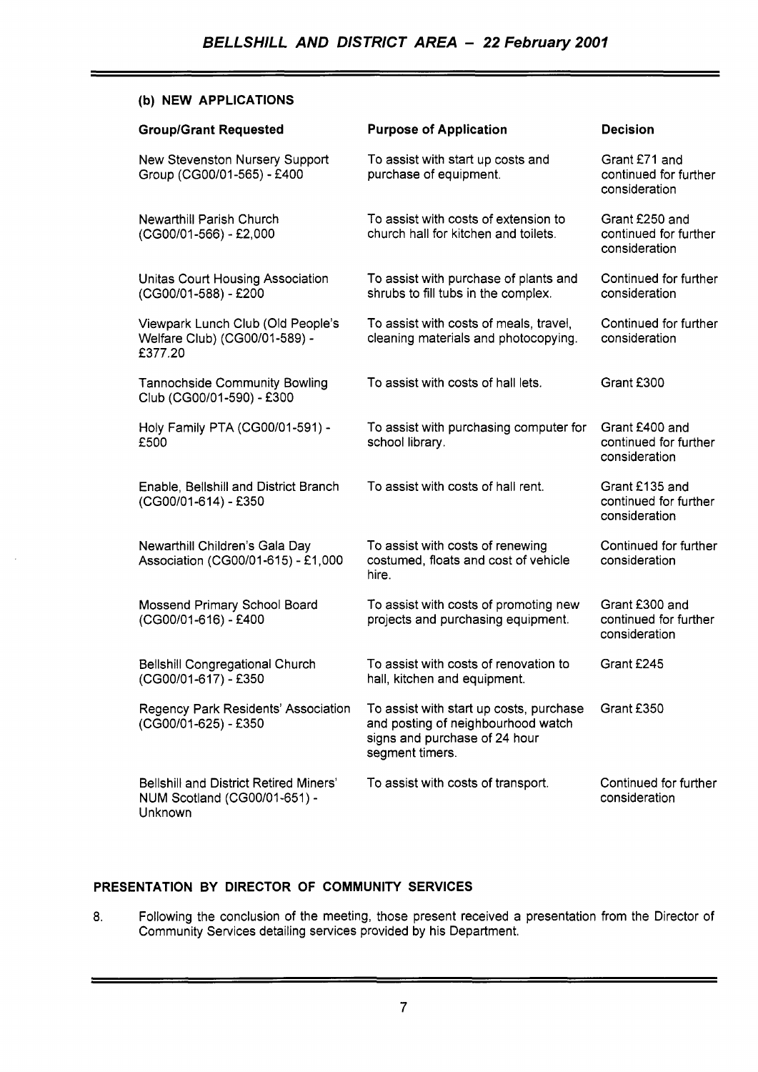### (b) NEW APPLICATIONS

| Group/Grant Requested | Purpose of Application | Decision |
| --- | --- | --- |
| New Stevenston Nursery Support Group (CG00/01-565) - £400 | To assist with start up costs and purchase of equipment. | Grant £71 and continued for further consideration |
| Newarthill Parish Church (CG00/01-566) - £2,000 | To assist with costs of extension to church hall for kitchen and toilets. | Grant £250 and continued for further consideration |
| Unitas Court Housing Association (CG00/01-588) - £200 | To assist with purchase of plants and shrubs to fill tubs in the complex. | Continued for further consideration |
| Viewpark Lunch Club (Old People's Welfare Club) (CG00/01-589) - £377.20 | To assist with costs of meals, travel, cleaning materials and photocopying. | Continued for further consideration |
| Tannochside Community Bowling Club (CG00/01-590) - £300 | To assist with costs of hall lets. | Grant £300 |
| Holy Family PTA (CG00/01-591) - £500 | To assist with purchasing computer for school library. | Grant £400 and continued for further consideration |
| Enable, Bellshill and District Branch (CG00/01-614) - £350 | To assist with costs of hall rent. | Grant £135 and continued for further consideration |
| Newarthill Children's Gala Day Association (CG00/01-615) - £1,000 | To assist with costs of renewing costumed, floats and cost of vehicle hire. | Continued for further consideration |
| Mossend Primary School Board (CG00/01-616) - £400 | To assist with costs of promoting new projects and purchasing equipment. | Grant £300 and continued for further consideration |
| Bellshill Congregational Church (CG00/01-617) - £350 | To assist with costs of renovation to hall, kitchen and equipment. | Grant £245 |
| Regency Park Residents' Association (CG00/01-625) - £350 | To assist with start up costs, purchase and posting of neighbourhood watch signs and purchase of 24 hour segment timers. | Grant £350 |
| Bellshill and District Retired Miners' NUM Scotland (CG00/01-651) - Unknown | To assist with costs of transport. | Continued for further consideration |

## PRESENTATION BY DIRECTOR OF COMMUNITY SERVICES

8. Following the conclusion of the meeting, those present received a presentation from the Director of Community Services detailing services provided by his Department.